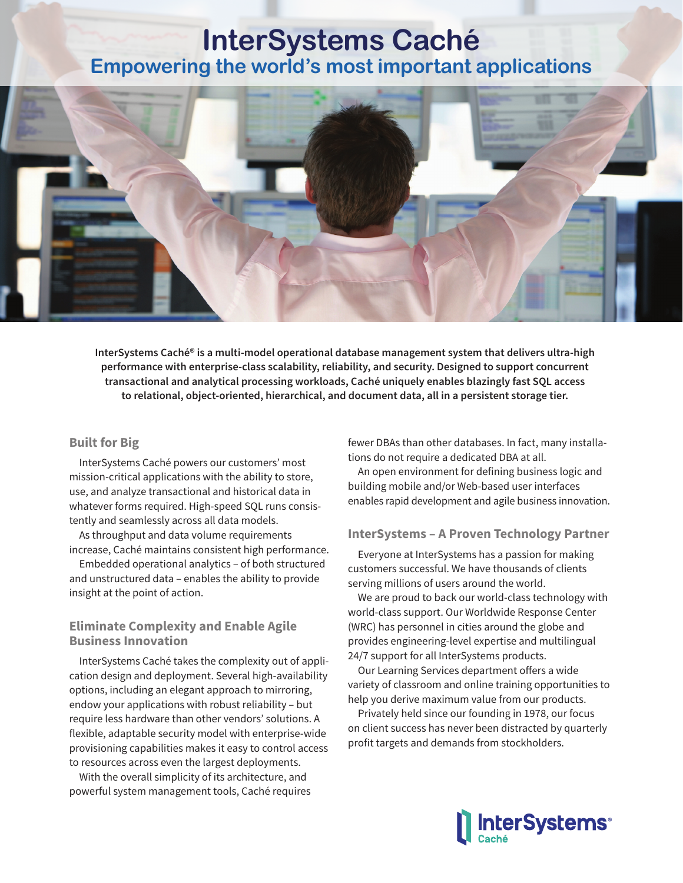# InterSystems Caché

## Empowering the world's most important applications

**InterSystems Caché® is a multi-model operational database management system that delivers ultra-high performance with enterprise-class scalability, reliability, and security. Designed to support concurrent transactional and analytical processing workloads, Caché uniquely enables blazingly fast SQL access to relational, object-oriented, hierarchical, and document data, all in a persistent storage tier.**

### Built for Big

InterSystems Caché powers our customers' most mission-critical applications with the ability to store, use, and analyze transactional and historical data in whatever forms required. High-speed SQL runs consistently and seamlessly across all data models.

As throughput and data volume requirements increase, Caché maintains consistent high performance.

Embedded operational analytics – of both structured and unstructured data – enables the ability to provide insight at the point of action.

### Eliminate Complexity and Enable Agile Business Innovation

InterSystems Caché takes the complexity out of application design and deployment. Several high-availability options, including an elegant approach to mirroring, endow your applications with robust reliability – but require less hardware than other vendors' solutions. A flexible, adaptable security model with enterprise-wide provisioning capabilities makes it easy to control access to resources across even the largest deployments.

With the overall simplicity of its architecture, and powerful system management tools, Caché requires fewer DBAs than other databases. In fact, many installations do not require a dedicated DBA at all.

An open environment for defining business logic and building mobile and/or Web-based user interfaces enables rapid development and agile business innovation.

### InterSystems – A Proven Technology Partner

Everyone at InterSystems has a passion for making customers successful. We have thousands of clients serving millions of users around the world.

We are proud to back our world-class technology with world-class support. Our Worldwide Response Center (WRC) has personnel in cities around the globe and provides engineering-level expertise and multilingual 24/7 support for all InterSystems products.

Our Learning Services department offers a wide variety of classroom and online training opportunities to help you derive maximum value from our products.

Privately held since our founding in 1978, our focus on client success has never been distracted by quarterly profit targets and demands from stockholders.

InterSystems® Caché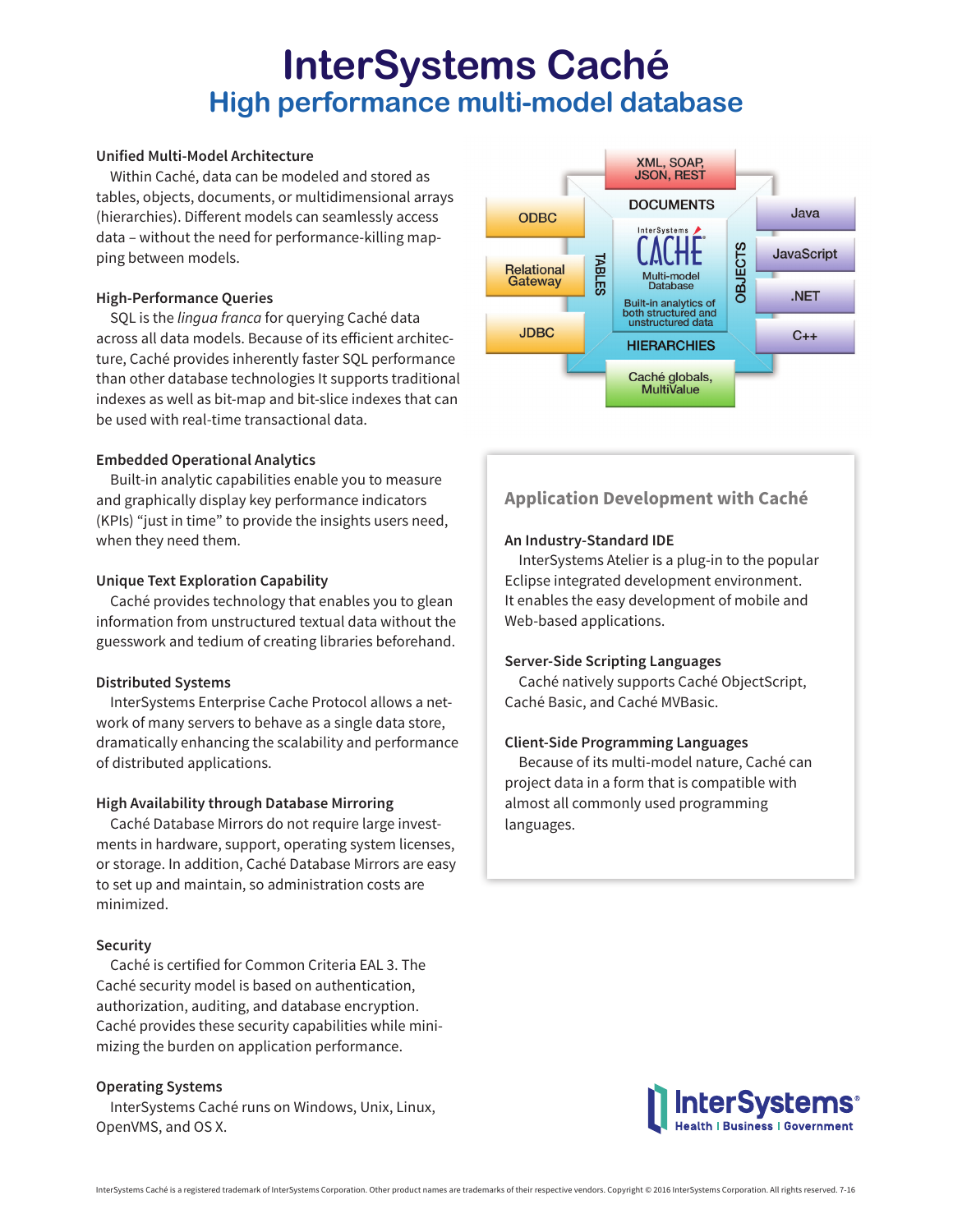# InterSystems Caché

## High performance multi-model database

### Unified Multi-Model Architecture

Within Caché, data can be modeled and stored as tables, objects, documents, or multidimensional arrays (hierarchies). Different models can seamlessly access data – without the need for performance-killing mapping between models.

### High-Performance Queries

SQL is the *lingua franca* for querying Caché data across all data models. Because of its efficient architecture, Caché provides inherently faster SQL performance than other database technologies It supports traditional indexes as well as bit-map and bit-slice indexes that can be used with real-time transactional data.

### Embedded Operational Analytics

Built-in analytic capabilities enable you to measure and graphically display key performance indicators (KPIs) "just in time" to provide the insights users need, when they need them.

### Unique Text Exploration Capability

Caché provides technology that enables you to glean information from unstructured textual data without the guesswork and tedium of creating libraries beforehand.

### Distributed Systems

InterSystems Enterprise Cache Protocol allows a network of many servers to behave as a single data store, dramatically enhancing the scalability and performance of distributed applications.

### High Availability through Database Mirroring

Caché Database Mirrors do not require large investments in hardware, support, operating system licenses, or storage. In addition, Caché Database Mirrors are easy to set up and maintain, so administration costs are minimized.

### Security

Caché is certified for Common Criteria EAL 3. The Caché security model is based on authentication, authorization, auditing, and database encryption. Caché provides these security capabilities while minimizing the burden on application performance.

### Operating Systems

InterSystems Caché runs on Windows, Unix, Linux, OpenVMS, and OS X.

XML, SOAP, JSON, REST
DOCUMENTS
ODBC
Relational Gateway
JDBC
TABLES
InterSystems CACHÉ
Multi-model Database
Built-in analytics of both structured and unstructured data
OBJECTS
Java
JavaScript
.NET
C++
HIERARCHIES
Caché globals, MultiValue

## Application Development with Caché

### An Industry-Standard IDE

InterSystems Atelier is a plug-in to the popular Eclipse integrated development environment. It enables the easy development of mobile and Web-based applications.

### Server-Side Scripting Languages

Caché natively supports Caché ObjectScript, Caché Basic, and Caché MVBasic.

### Client-Side Programming Languages

Because of its multi-model nature, Caché can project data in a form that is compatible with almost all commonly used programming languages.

InterSystems®
Health | Business | Government

InterSystems Caché is a registered trademark of InterSystems Corporation. Other product names are trademarks of their respective vendors. Copyright © 2016 InterSystems Corporation. All rights reserved. 7-16